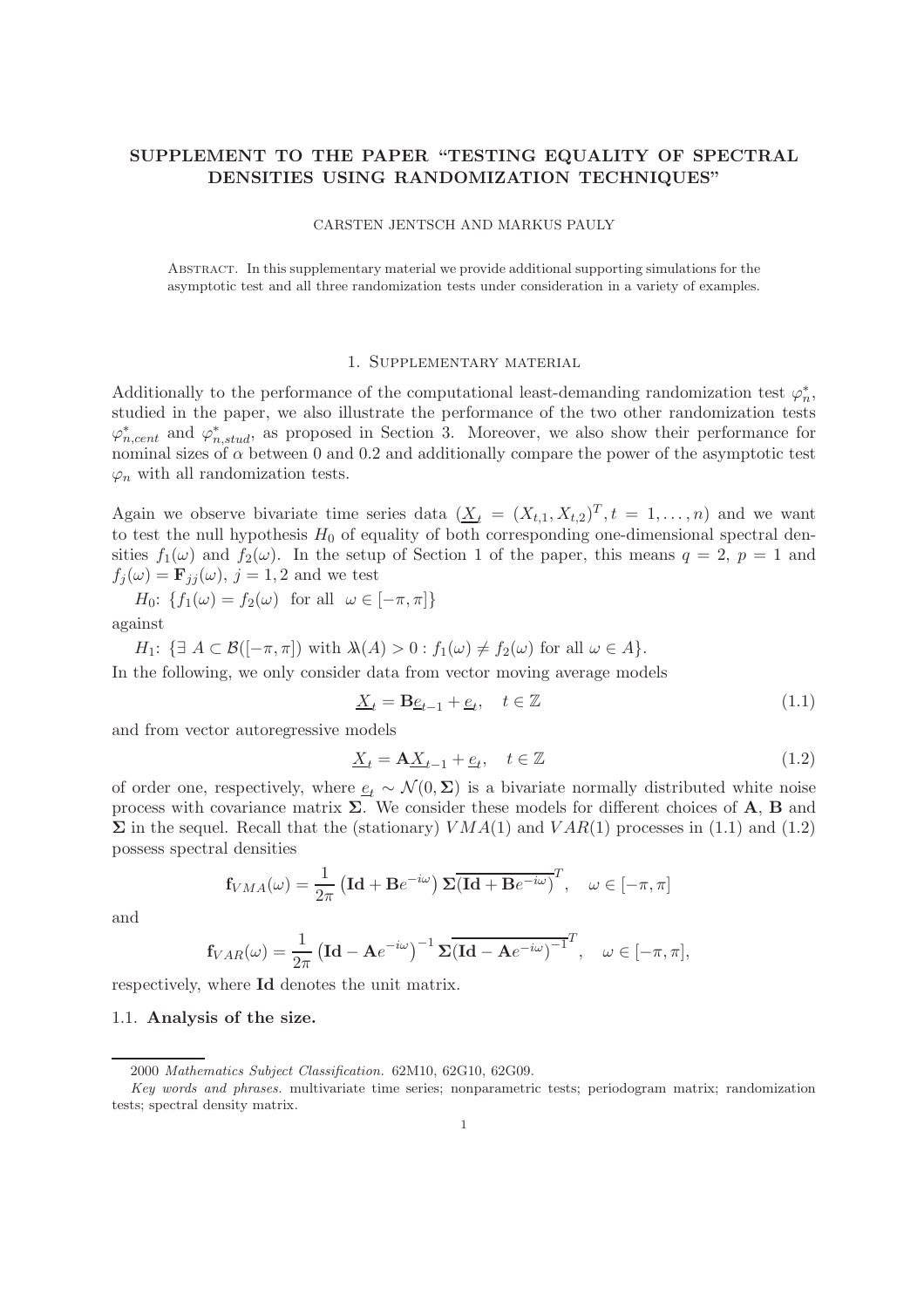# SUPPLEMENT TO THE PAPER "TESTING EQUALITY OF SPECTRAL DENSITIES USING RANDOMIZATION TECHNIQUES"

CARSTEN JENTSCH AND MARKUS PAULY

Abstract. In this supplementary material we provide additional supporting simulations for the asymptotic test and all three randomization tests under consideration in a variety of examples.

## 1. Supplementary material

Additionally to the performance of the computational least-demanding randomization test $\varphi_n^*$, studied in the paper, we also illustrate the performance of the two other randomization tests $\varphi_{n,cent}^*$ and $\varphi_{n,stud}^*$, as proposed in Section 3. Moreover, we also show their performance for nominal sizes of $\alpha$ between 0 and 0.2 and additionally compare the power of the asymptotic test $\varphi_n$ with all randomization tests.

Again we observe bivariate time series data ($\underline{X}_t = (X_{t,1}, X_{t,2})^T, t = 1, \ldots, n$) and we want to test the null hypothesis $H_0$ of equality of both corresponding one-dimensional spectral densities $f_1(\omega)$ and $f_2(\omega)$. In the setup of Section 1 of the paper, this means $q = 2$, $p = 1$ and $f_j(\omega) = \mathbf{F}_{jj}(\omega)$, $j = 1, 2$ and we test

$H_0$: $\{f_1(\omega) = f_2(\omega) \text{ for all } \omega \in [-\pi, \pi]\}$

against

$H_1$: $\{\exists\ A \subset \mathcal{B}([-\pi, \pi]) \text{ with } \lambda\!\!\lambda(A) > 0 : f_1(\omega) \neq f_2(\omega) \text{ for all } \omega \in A\}$.

In the following, we only consider data from vector moving average models

$$\underline{X}_t = \mathbf{B}\underline{e}_{t-1} + \underline{e}_t, \quad t \in \mathbb{Z} \tag{1.1}$$

and from vector autoregressive models

$$\underline{X}_t = \mathbf{A}\underline{X}_{t-1} + \underline{e}_t, \quad t \in \mathbb{Z} \tag{1.2}$$

of order one, respectively, where $\underline{e}_t \sim \mathcal{N}(0, \mathbf{\Sigma})$ is a bivariate normally distributed white noise process with covariance matrix $\mathbf{\Sigma}$. We consider these models for different choices of $\mathbf{A}$, $\mathbf{B}$ and $\mathbf{\Sigma}$ in the sequel. Recall that the (stationary) $VMA(1)$ and $VAR(1)$ processes in (1.1) and (1.2) possess spectral densities

$$\mathbf{f}_{VMA}(\omega) = \frac{1}{2\pi}\left(\mathbf{Id} + \mathbf{B}e^{-i\omega}\right)\mathbf{\Sigma}\overline{\left(\mathbf{Id} + \mathbf{B}e^{-i\omega}\right)}^T, \quad \omega \in [-\pi, \pi]$$

and

$$\mathbf{f}_{VAR}(\omega) = \frac{1}{2\pi}\left(\mathbf{Id} - \mathbf{A}e^{-i\omega}\right)^{-1}\mathbf{\Sigma}\overline{\left(\mathbf{Id} - \mathbf{A}e^{-i\omega}\right)^{-1}}^T, \quad \omega \in [-\pi, \pi],$$

respectively, where $\mathbf{Id}$ denotes the unit matrix.

### 1.1. Analysis of the size.

2000 *Mathematics Subject Classification.* 62M10, 62G10, 62G09.

*Key words and phrases.* multivariate time series; nonparametric tests; periodogram matrix; randomization tests; spectral density matrix.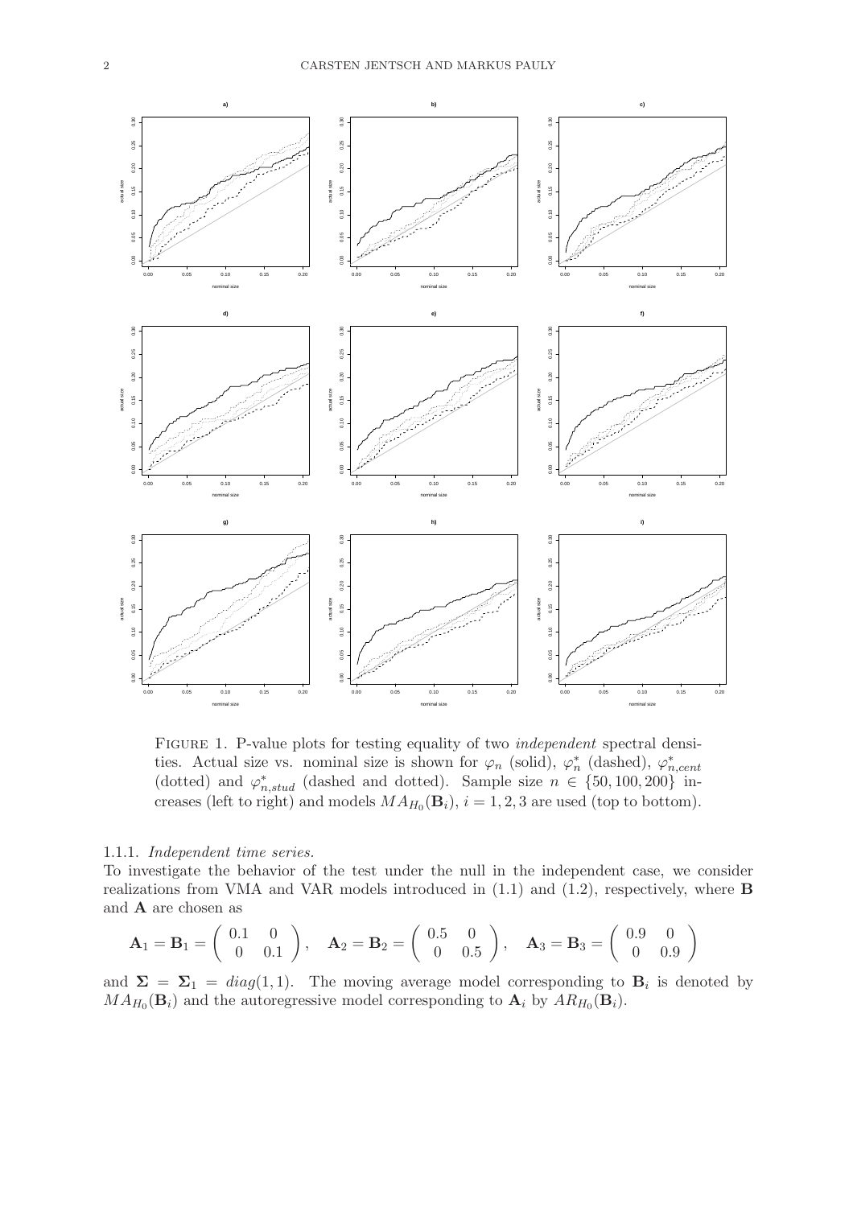Figure 1. P-value plots for testing equality of two *independent* spectral densities. Actual size vs. nominal size is shown for $\varphi_n$ (solid), $\varphi_n^*$ (dashed), $\varphi_{n,cent}^*$ (dotted) and $\varphi_{n,stud}^*$ (dashed and dotted). Sample size $n \in \{50, 100, 200\}$ increases (left to right) and models $MA_{H_0}(\mathbf{B}_i)$, $i = 1, 2, 3$ are used (top to bottom).

1.1.1. *Independent time series.*

To investigate the behavior of the test under the null in the independent case, we consider realizations from VMA and VAR models introduced in (1.1) and (1.2), respectively, where $\mathbf{B}$ and $\mathbf{A}$ are chosen as

$$\mathbf{A}_1 = \mathbf{B}_1 = \begin{pmatrix} 0.1 & 0 \\ 0 & 0.1 \end{pmatrix}, \quad \mathbf{A}_2 = \mathbf{B}_2 = \begin{pmatrix} 0.5 & 0 \\ 0 & 0.5 \end{pmatrix}, \quad \mathbf{A}_3 = \mathbf{B}_3 = \begin{pmatrix} 0.9 & 0 \\ 0 & 0.9 \end{pmatrix}$$

and $\mathbf{\Sigma} = \mathbf{\Sigma}_1 = diag(1, 1)$. The moving average model corresponding to $\mathbf{B}_i$ is denoted by $MA_{H_0}(\mathbf{B}_i)$ and the autoregressive model corresponding to $\mathbf{A}_i$ by $AR_{H_0}(\mathbf{B}_i)$.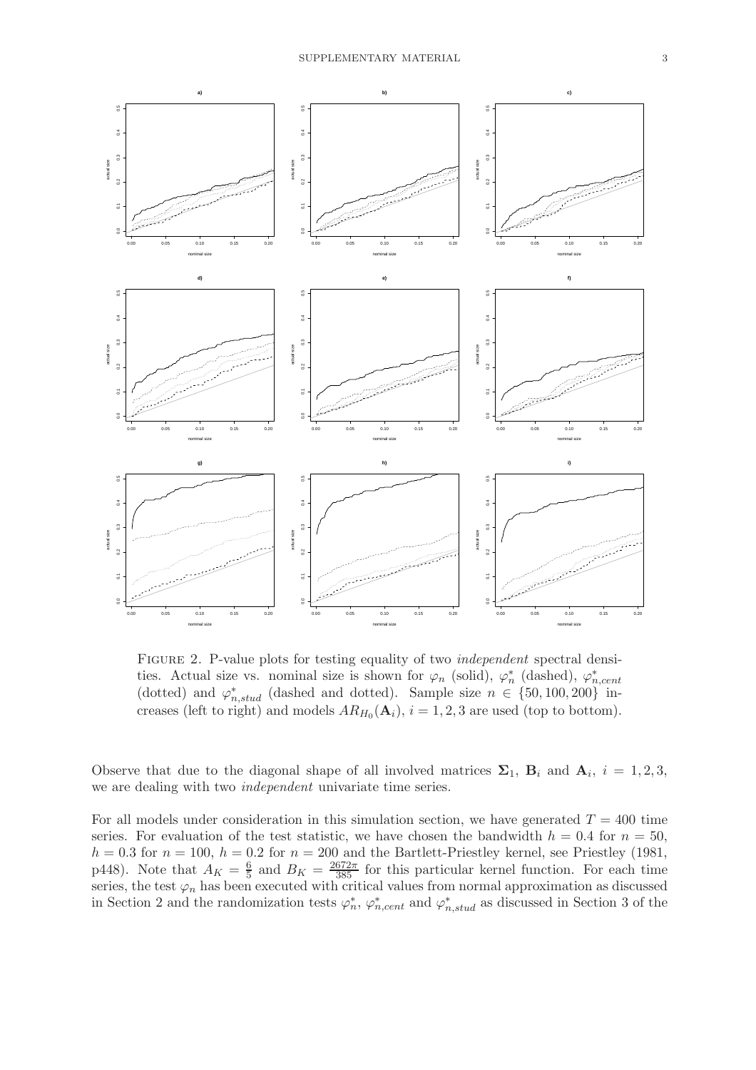Figure 2. P-value plots for testing equality of two *independent* spectral densities. Actual size vs. nominal size is shown for $\varphi_n$ (solid), $\varphi_n^*$ (dashed), $\varphi_{n,cent}^*$ (dotted) and $\varphi_{n,stud}^*$ (dashed and dotted). Sample size $n \in \{50, 100, 200\}$ increases (left to right) and models $AR_{H_0}(\mathbf{A}_i)$, $i = 1, 2, 3$ are used (top to bottom).

Observe that due to the diagonal shape of all involved matrices $\mathbf{\Sigma}_1$, $\mathbf{B}_i$ and $\mathbf{A}_i$, $i = 1, 2, 3$, we are dealing with two *independent* univariate time series.

For all models under consideration in this simulation section, we have generated $T = 400$ time series. For evaluation of the test statistic, we have chosen the bandwidth $h = 0.4$ for $n = 50$, $h = 0.3$ for $n = 100$, $h = 0.2$ for $n = 200$ and the Bartlett-Priestley kernel, see Priestley (1981, p448). Note that $A_K = \frac{6}{5}$ and $B_K = \frac{2672\pi}{385}$ for this particular kernel function. For each time series, the test $\varphi_n$ has been executed with critical values from normal approximation as discussed in Section 2 and the randomization tests $\varphi_n^*$, $\varphi_{n,cent}^*$ and $\varphi_{n,stud}^*$ as discussed in Section 3 of the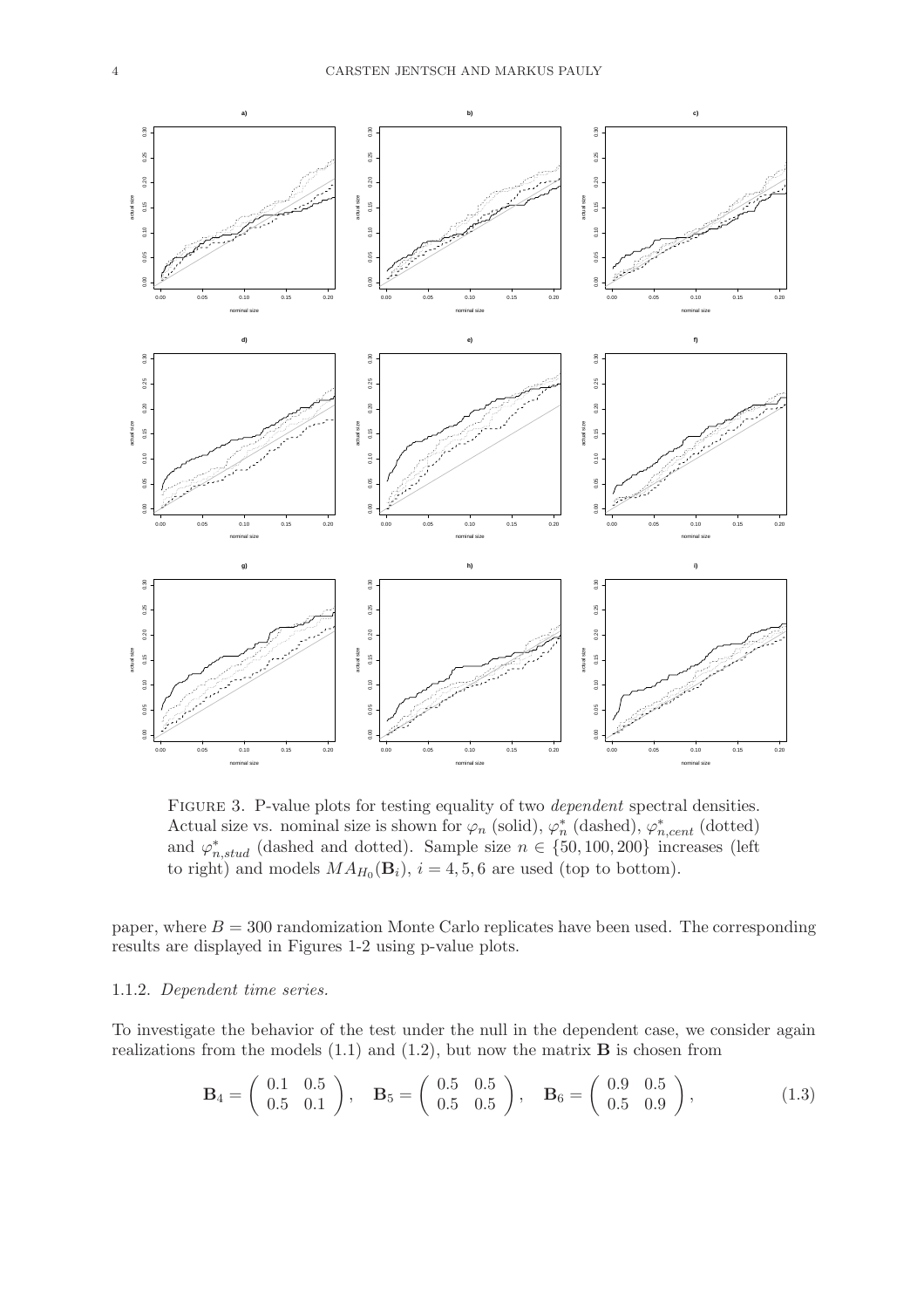FIGURE 3. P-value plots for testing equality of two *dependent* spectral densities. Actual size vs. nominal size is shown for $\varphi_n$ (solid), $\varphi_n^*$ (dashed), $\varphi_{n,cent}^*$ (dotted) and $\varphi_{n,stud}^*$ (dashed and dotted). Sample size $n \in \{50, 100, 200\}$ increases (left to right) and models $MA_{H_0}(\mathbf{B}_i)$, $i = 4, 5, 6$ are used (top to bottom).

paper, where $B = 300$ randomization Monte Carlo replicates have been used. The corresponding results are displayed in Figures 1-2 using p-value plots.

### 1.1.2. *Dependent time series.*

To investigate the behavior of the test under the null in the dependent case, we consider again realizations from the models (1.1) and (1.2), but now the matrix $\mathbf{B}$ is chosen from

$$\mathbf{B}_4 = \begin{pmatrix} 0.1 & 0.5 \\ 0.5 & 0.1 \end{pmatrix}, \quad \mathbf{B}_5 = \begin{pmatrix} 0.5 & 0.5 \\ 0.5 & 0.5 \end{pmatrix}, \quad \mathbf{B}_6 = \begin{pmatrix} 0.9 & 0.5 \\ 0.5 & 0.9 \end{pmatrix}, \tag{1.3}$$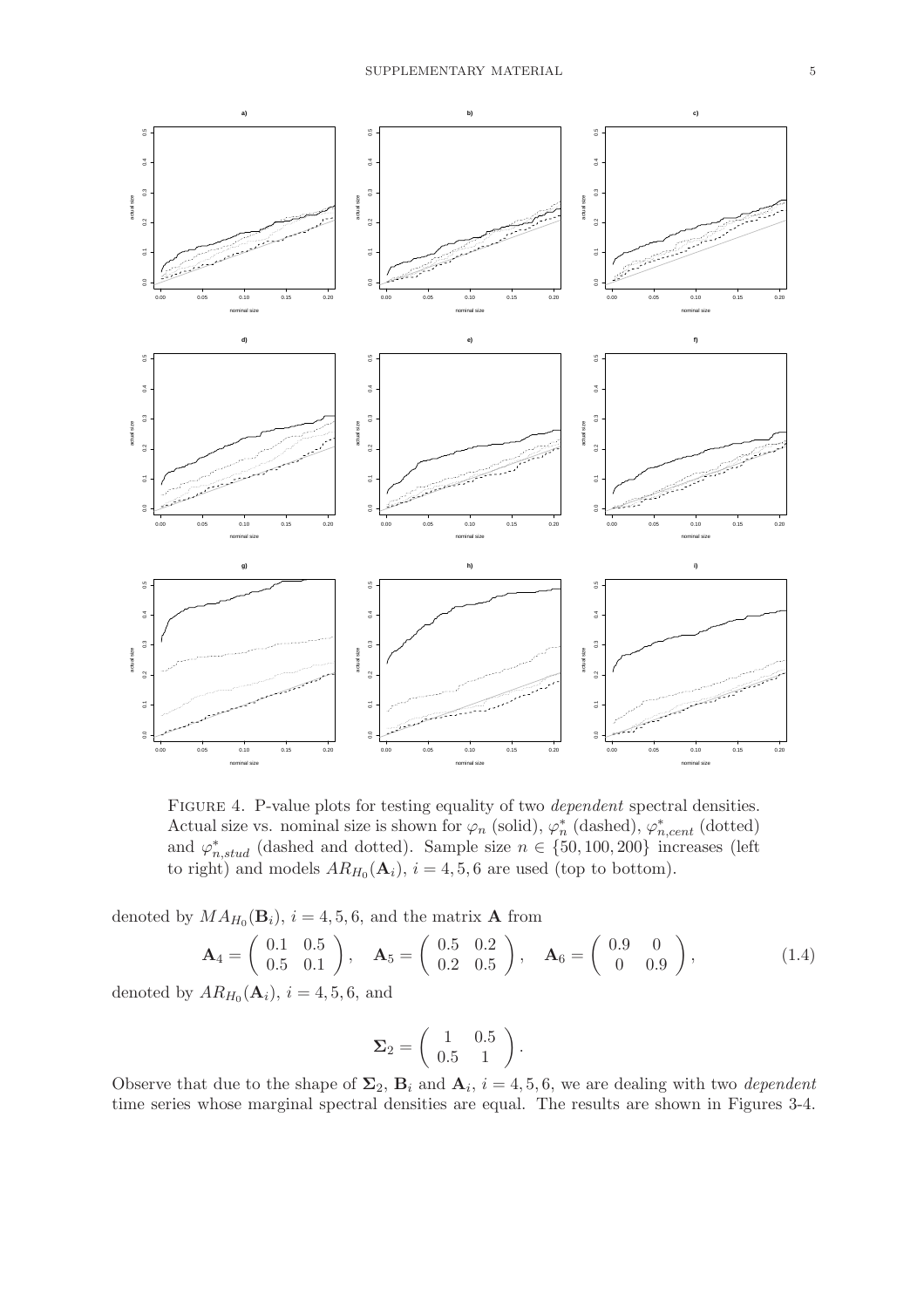FIGURE 4. P-value plots for testing equality of two *dependent* spectral densities. Actual size vs. nominal size is shown for $\varphi_n$ (solid), $\varphi_n^*$ (dashed), $\varphi_{n,cent}^*$ (dotted) and $\varphi_{n,stud}^*$ (dashed and dotted). Sample size $n \in \{50, 100, 200\}$ increases (left to right) and models $AR_{H_0}(\mathbf{A}_i)$, $i = 4, 5, 6$ are used (top to bottom).

denoted by $MA_{H_0}(\mathbf{B}_i)$, $i = 4, 5, 6$, and the matrix $\mathbf{A}$ from

$$\mathbf{A}_4 = \begin{pmatrix} 0.1 & 0.5 \\ 0.5 & 0.1 \end{pmatrix}, \quad \mathbf{A}_5 = \begin{pmatrix} 0.5 & 0.2 \\ 0.2 & 0.5 \end{pmatrix}, \quad \mathbf{A}_6 = \begin{pmatrix} 0.9 & 0 \\ 0 & 0.9 \end{pmatrix}, \tag{1.4}$$

denoted by $AR_{H_0}(\mathbf{A}_i)$, $i = 4, 5, 6$, and

$$\mathbf{\Sigma}_2 = \begin{pmatrix} 1 & 0.5 \\ 0.5 & 1 \end{pmatrix}.$$

Observe that due to the shape of $\mathbf{\Sigma}_2$, $\mathbf{B}_i$ and $\mathbf{A}_i$, $i = 4, 5, 6$, we are dealing with two *dependent* time series whose marginal spectral densities are equal. The results are shown in Figures 3-4.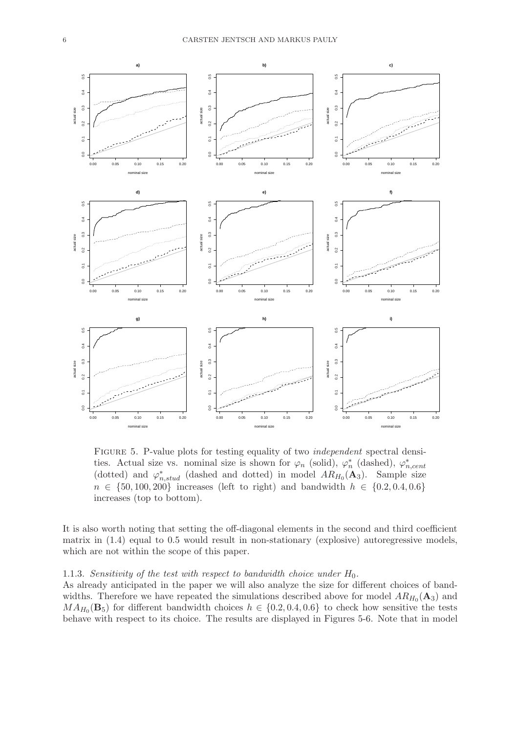FIGURE 5. P-value plots for testing equality of two *independent* spectral densities. Actual size vs. nominal size is shown for $\varphi_n$ (solid), $\varphi_n^*$ (dashed), $\varphi_{n,cent}^*$ (dotted) and $\varphi_{n,stud}^*$ (dashed and dotted) in model $AR_{H_0}(\mathbf{A}_3)$. Sample size $n \in \{50, 100, 200\}$ increases (left to right) and bandwidth $h \in \{0.2, 0.4, 0.6\}$ increases (top to bottom).

It is also worth noting that setting the off-diagonal elements in the second and third coefficient matrix in (1.4) equal to 0.5 would result in non-stationary (explosive) autoregressive models, which are not within the scope of this paper.

### 1.1.3. *Sensitivity of the test with respect to bandwidth choice under $H_0$.*

As already anticipated in the paper we will also analyze the size for different choices of bandwidths. Therefore we have repeated the simulations described above for model $AR_{H_0}(\mathbf{A}_3)$ and $MA_{H_0}(\mathbf{B}_5)$ for different bandwidth choices $h \in \{0.2, 0.4, 0.6\}$ to check how sensitive the tests behave with respect to its choice. The results are displayed in Figures 5-6. Note that in model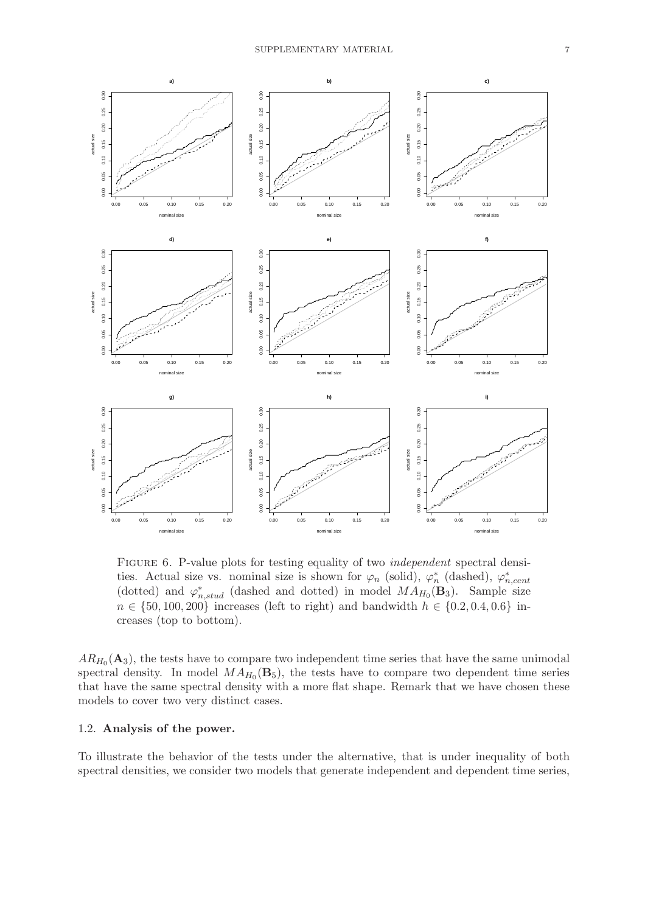Figure 6. P-value plots for testing equality of two *independent* spectral densities. Actual size vs. nominal size is shown for $\varphi_n$ (solid), $\varphi_n^*$ (dashed), $\varphi_{n,cent}^*$ (dotted) and $\varphi_{n,stud}^*$ (dashed and dotted) in model $MA_{H_0}(\mathbf{B}_3)$. Sample size $n \in \{50, 100, 200\}$ increases (left to right) and bandwidth $h \in \{0.2, 0.4, 0.6\}$ increases (top to bottom).

$AR_{H_0}(\mathbf{A}_3)$, the tests have to compare two independent time series that have the same unimodal spectral density. In model $MA_{H_0}(\mathbf{B}_5)$, the tests have to compare two dependent time series that have the same spectral density with a more flat shape. Remark that we have chosen these models to cover two very distinct cases.

## 1.2. Analysis of the power.

To illustrate the behavior of the tests under the alternative, that is under inequality of both spectral densities, we consider two models that generate independent and dependent time series,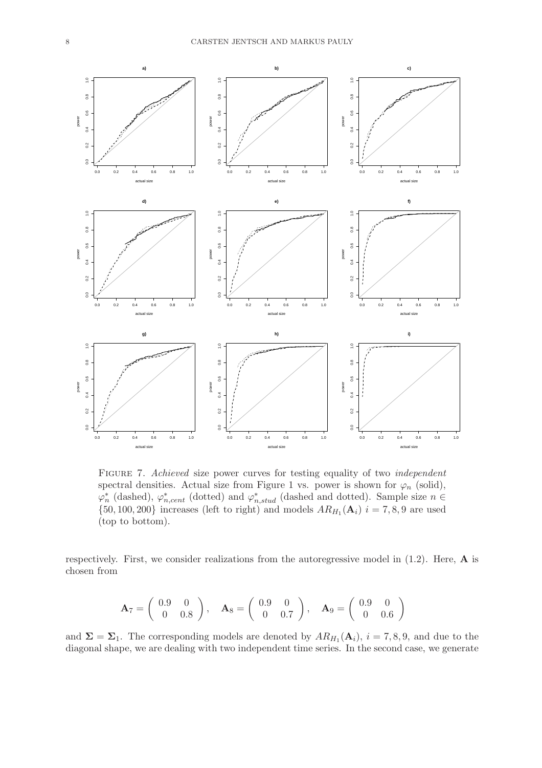FIGURE 7. *Achieved* size power curves for testing equality of two *independent* spectral densities. Actual size from Figure 1 vs. power is shown for $\varphi_n$ (solid), $\varphi_n^*$ (dashed), $\varphi_{n,cent}^*$ (dotted) and $\varphi_{n,stud}^*$ (dashed and dotted). Sample size $n \in \{50, 100, 200\}$ increases (left to right) and models $AR_{H_1}(\mathbf{A}_i)$ $i = 7, 8, 9$ are used (top to bottom).

respectively. First, we consider realizations from the autoregressive model in (1.2). Here, $\mathbf{A}$ is chosen from

$$\mathbf{A}_7 = \begin{pmatrix} 0.9 & 0 \\ 0 & 0.8 \end{pmatrix}, \quad \mathbf{A}_8 = \begin{pmatrix} 0.9 & 0 \\ 0 & 0.7 \end{pmatrix}, \quad \mathbf{A}_9 = \begin{pmatrix} 0.9 & 0 \\ 0 & 0.6 \end{pmatrix}$$

and $\mathbf{\Sigma} = \mathbf{\Sigma}_1$. The corresponding models are denoted by $AR_{H_1}(\mathbf{A}_i)$, $i = 7, 8, 9$, and due to the diagonal shape, we are dealing with two independent time series. In the second case, we generate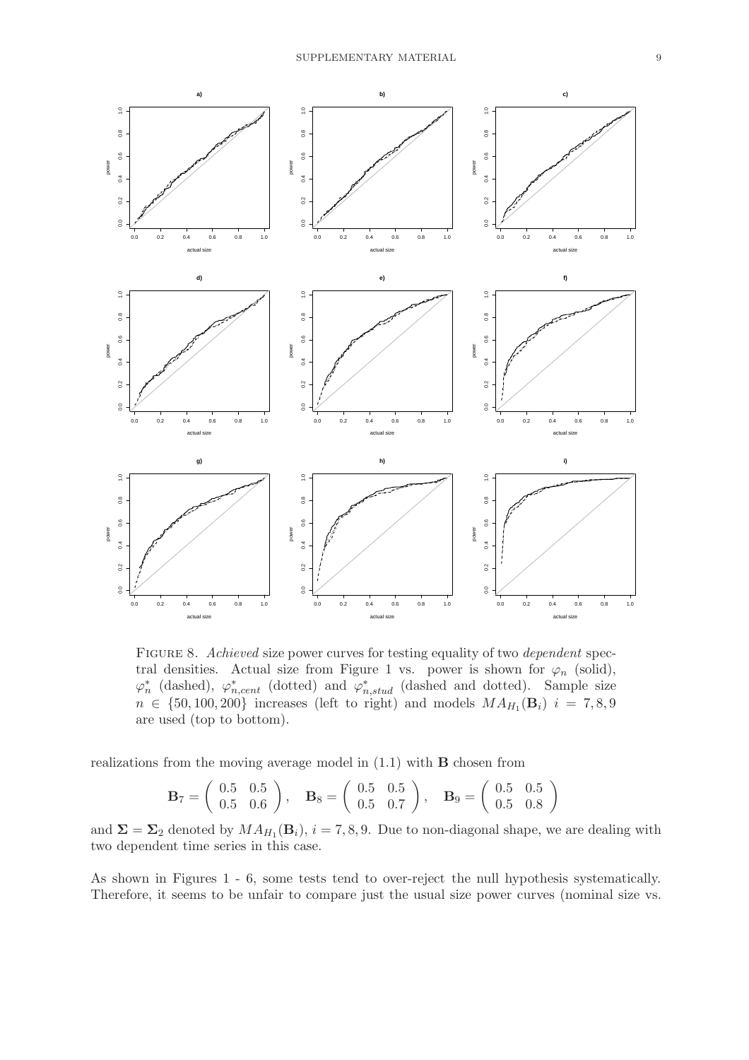FIGURE 8. *Achieved* size power curves for testing equality of two *dependent* spectral densities. Actual size from Figure 1 vs. power is shown for $\varphi_n$ (solid), $\varphi_n^*$ (dashed), $\varphi_{n,cent}^*$ (dotted) and $\varphi_{n,stud}^*$ (dashed and dotted). Sample size $n \in \{50, 100, 200\}$ increases (left to right) and models $MA_{H_1}(\mathbf{B}_i)$ $i = 7, 8, 9$ are used (top to bottom).

realizations from the moving average model in (1.1) with $\mathbf{B}$ chosen from

$$\mathbf{B}_7 = \begin{pmatrix} 0.5 & 0.5 \\ 0.5 & 0.6 \end{pmatrix}, \quad \mathbf{B}_8 = \begin{pmatrix} 0.5 & 0.5 \\ 0.5 & 0.7 \end{pmatrix}, \quad \mathbf{B}_9 = \begin{pmatrix} 0.5 & 0.5 \\ 0.5 & 0.8 \end{pmatrix}$$

and $\mathbf{\Sigma} = \mathbf{\Sigma}_2$ denoted by $MA_{H_1}(\mathbf{B}_i)$, $i = 7, 8, 9$. Due to non-diagonal shape, we are dealing with two dependent time series in this case.

As shown in Figures 1 - 6, some tests tend to over-reject the null hypothesis systematically. Therefore, it seems to be unfair to compare just the usual size power curves (nominal size vs.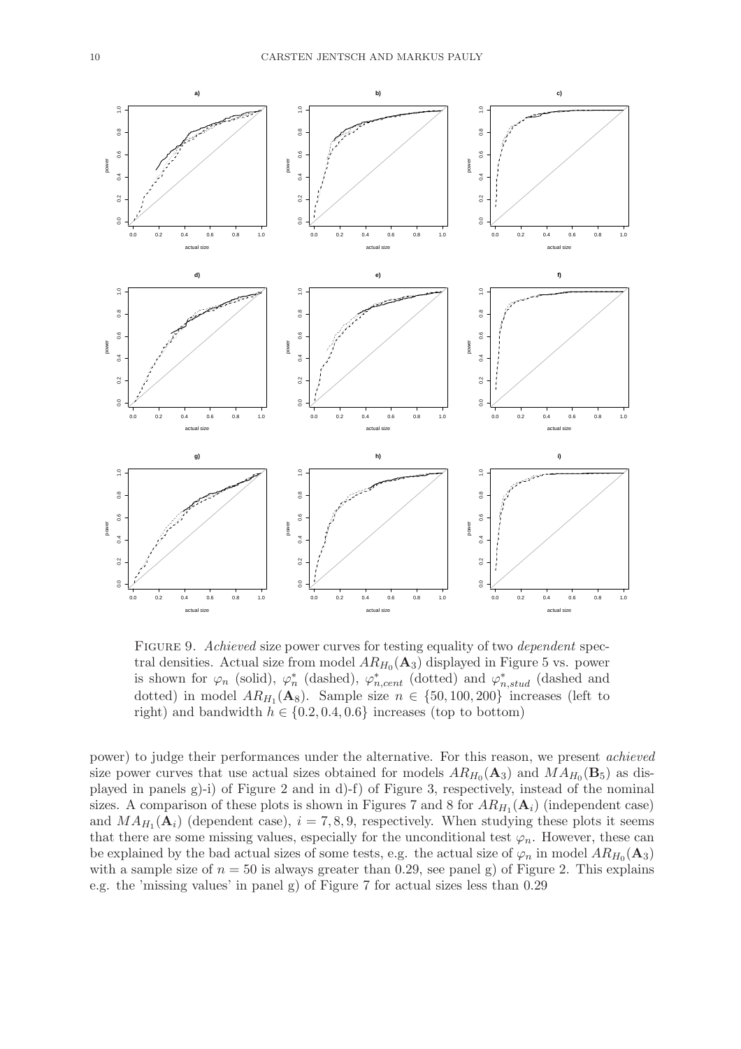Figure 9. *Achieved* size power curves for testing equality of two *dependent* spectral densities. Actual size from model $AR_{H_0}(\mathbf{A}_3)$ displayed in Figure 5 vs. power is shown for $\varphi_n$ (solid), $\varphi_n^*$ (dashed), $\varphi_{n,cent}^*$ (dotted) and $\varphi_{n,stud}^*$ (dashed and dotted) in model $AR_{H_1}(\mathbf{A}_8)$. Sample size $n \in \{50, 100, 200\}$ increases (left to right) and bandwidth $h \in \{0.2, 0.4, 0.6\}$ increases (top to bottom)

power) to judge their performances under the alternative. For this reason, we present *achieved* size power curves that use actual sizes obtained for models $AR_{H_0}(\mathbf{A}_3)$ and $MA_{H_0}(\mathbf{B}_5)$ as displayed in panels g)-i) of Figure 2 and in d)-f) of Figure 3, respectively, instead of the nominal sizes. A comparison of these plots is shown in Figures 7 and 8 for $AR_{H_1}(\mathbf{A}_i)$ (independent case) and $MA_{H_1}(\mathbf{A}_i)$ (dependent case), $i = 7, 8, 9$, respectively. When studying these plots it seems that there are some missing values, especially for the unconditional test $\varphi_n$. However, these can be explained by the bad actual sizes of some tests, e.g. the actual size of $\varphi_n$ in model $AR_{H_0}(\mathbf{A}_3)$ with a sample size of $n = 50$ is always greater than 0.29, see panel g) of Figure 2. This explains e.g. the 'missing values' in panel g) of Figure 7 for actual sizes less than 0.29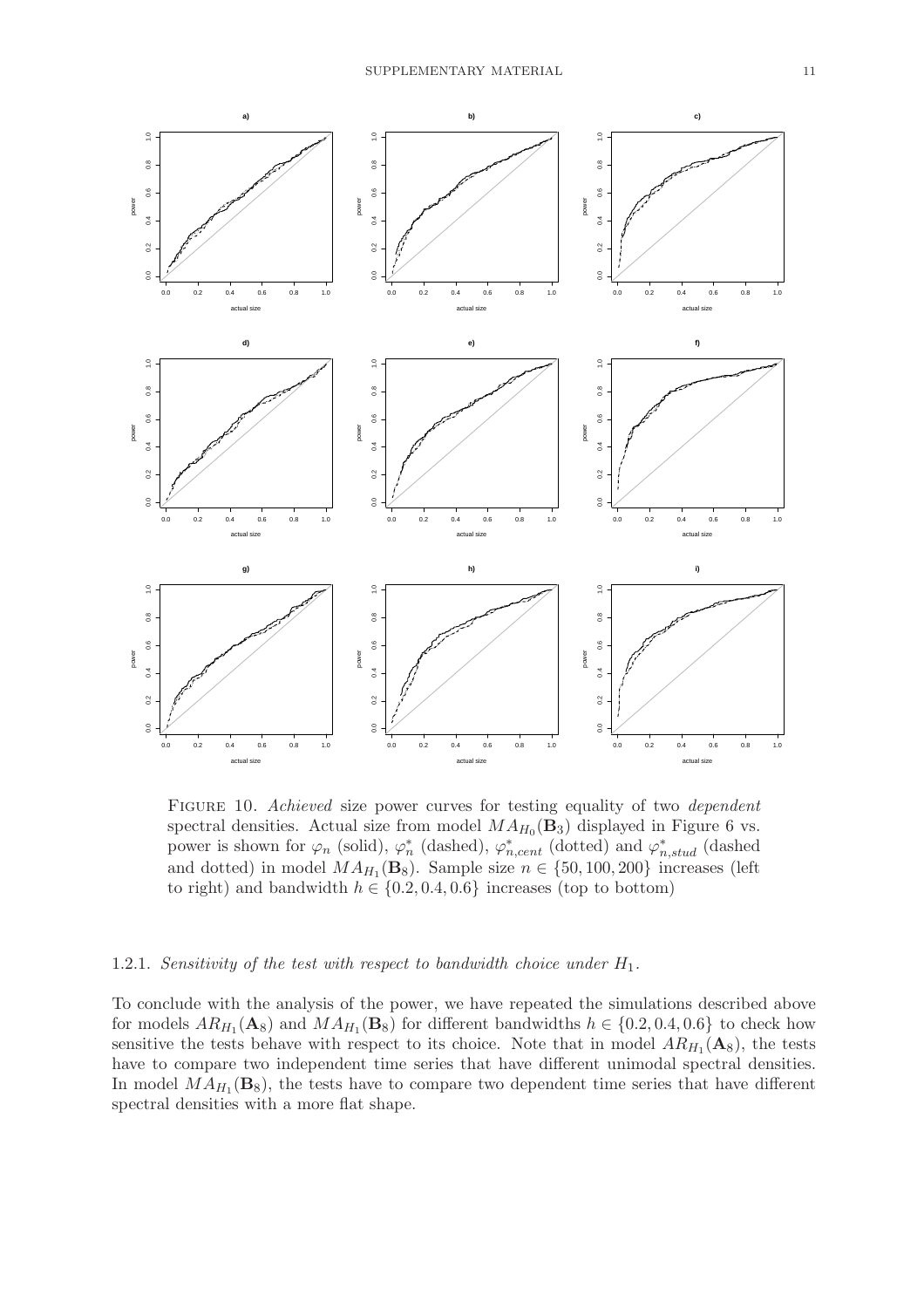Figure 10. *Achieved* size power curves for testing equality of two *dependent* spectral densities. Actual size from model $MA_{H_0}(\mathbf{B}_3)$ displayed in Figure 6 vs. power is shown for $\varphi_n$ (solid), $\varphi_n^*$ (dashed), $\varphi_{n,cent}^*$ (dotted) and $\varphi_{n,stud}^*$ (dashed and dotted) in model $MA_{H_1}(\mathbf{B}_8)$. Sample size $n \in \{50, 100, 200\}$ increases (left to right) and bandwidth $h \in \{0.2, 0.4, 0.6\}$ increases (top to bottom)

### 1.2.1. *Sensitivity of the test with respect to bandwidth choice under $H_1$.*

To conclude with the analysis of the power, we have repeated the simulations described above for models $AR_{H_1}(\mathbf{A}_8)$ and $MA_{H_1}(\mathbf{B}_8)$ for different bandwidths $h \in \{0.2, 0.4, 0.6\}$ to check how sensitive the tests behave with respect to its choice. Note that in model $AR_{H_1}(\mathbf{A}_8)$, the tests have to compare two independent time series that have different unimodal spectral densities. In model $MA_{H_1}(\mathbf{B}_8)$, the tests have to compare two dependent time series that have different spectral densities with a more flat shape.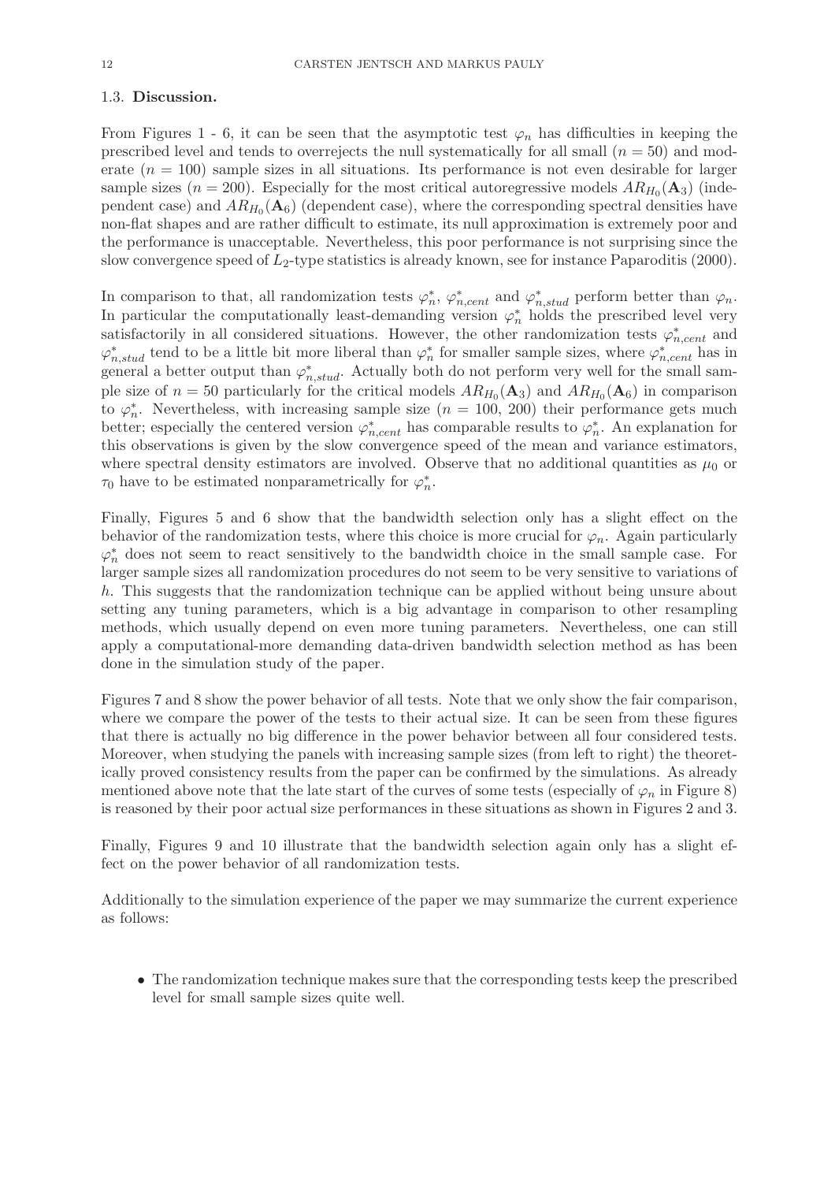### 1.3. Discussion.

From Figures 1 - 6, it can be seen that the asymptotic test $\varphi_n$ has difficulties in keeping the prescribed level and tends to overrejects the null systematically for all small ($n = 50$) and moderate ($n = 100$) sample sizes in all situations. Its performance is not even desirable for larger sample sizes ($n = 200$). Especially for the most critical autoregressive models $AR_{H_0}(\mathbf{A}_3)$ (independent case) and $AR_{H_0}(\mathbf{A}_6)$ (dependent case), where the corresponding spectral densities have non-flat shapes and are rather difficult to estimate, its null approximation is extremely poor and the performance is unacceptable. Nevertheless, this poor performance is not surprising since the slow convergence speed of $L_2$-type statistics is already known, see for instance Paparoditis (2000).

In comparison to that, all randomization tests $\varphi_n^*$, $\varphi_{n,cent}^*$ and $\varphi_{n,stud}^*$ perform better than $\varphi_n$. In particular the computationally least-demanding version $\varphi_n^*$ holds the prescribed level very satisfactorily in all considered situations. However, the other randomization tests $\varphi_{n,cent}^*$ and $\varphi_{n,stud}^*$ tend to be a little bit more liberal than $\varphi_n^*$ for smaller sample sizes, where $\varphi_{n,cent}^*$ has in general a better output than $\varphi_{n,stud}^*$. Actually both do not perform very well for the small sample size of $n = 50$ particularly for the critical models $AR_{H_0}(\mathbf{A}_3)$ and $AR_{H_0}(\mathbf{A}_6)$ in comparison to $\varphi_n^*$. Nevertheless, with increasing sample size ($n = 100$, $200$) their performance gets much better; especially the centered version $\varphi_{n,cent}^*$ has comparable results to $\varphi_n^*$. An explanation for this observations is given by the slow convergence speed of the mean and variance estimators, where spectral density estimators are involved. Observe that no additional quantities as $\mu_0$ or $\tau_0$ have to be estimated nonparametrically for $\varphi_n^*$.

Finally, Figures 5 and 6 show that the bandwidth selection only has a slight effect on the behavior of the randomization tests, where this choice is more crucial for $\varphi_n$. Again particularly $\varphi_n^*$ does not seem to react sensitively to the bandwidth choice in the small sample case. For larger sample sizes all randomization procedures do not seem to be very sensitive to variations of $h$. This suggests that the randomization technique can be applied without being unsure about setting any tuning parameters, which is a big advantage in comparison to other resampling methods, which usually depend on even more tuning parameters. Nevertheless, one can still apply a computational-more demanding data-driven bandwidth selection method as has been done in the simulation study of the paper.

Figures 7 and 8 show the power behavior of all tests. Note that we only show the fair comparison, where we compare the power of the tests to their actual size. It can be seen from these figures that there is actually no big difference in the power behavior between all four considered tests. Moreover, when studying the panels with increasing sample sizes (from left to right) the theoretically proved consistency results from the paper can be confirmed by the simulations. As already mentioned above note that the late start of the curves of some tests (especially of $\varphi_n$ in Figure 8) is reasoned by their poor actual size performances in these situations as shown in Figures 2 and 3.

Finally, Figures 9 and 10 illustrate that the bandwidth selection again only has a slight effect on the power behavior of all randomization tests.

Additionally to the simulation experience of the paper we may summarize the current experience as follows:

- The randomization technique makes sure that the corresponding tests keep the prescribed level for small sample sizes quite well.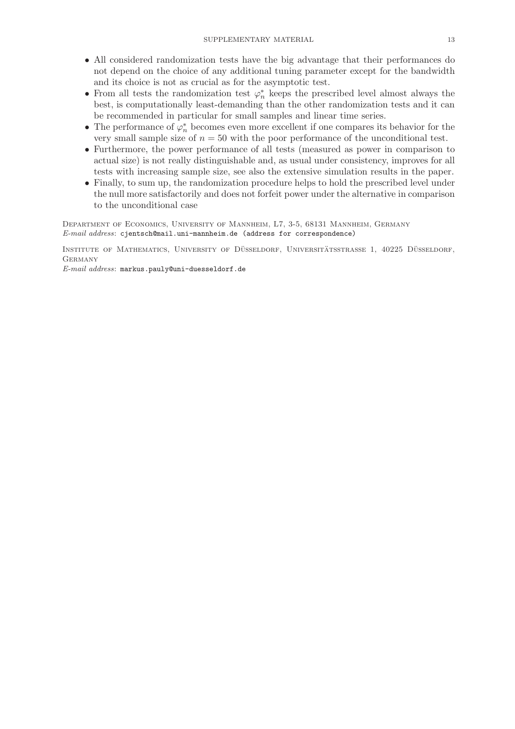- All considered randomization tests have the big advantage that their performances do not depend on the choice of any additional tuning parameter except for the bandwidth and its choice is not as crucial as for the asymptotic test.
- From all tests the randomization test $\varphi_n^*$ keeps the prescribed level almost always the best, is computationally least-demanding than the other randomization tests and it can be recommended in particular for small samples and linear time series.
- The performance of $\varphi_n^*$ becomes even more excellent if one compares its behavior for the very small sample size of $n = 50$ with the poor performance of the unconditional test.
- Furthermore, the power performance of all tests (measured as power in comparison to actual size) is not really distinguishable and, as usual under consistency, improves for all tests with increasing sample size, see also the extensive simulation results in the paper.
- Finally, to sum up, the randomization procedure helps to hold the prescribed level under the null more satisfactorily and does not forfeit power under the alternative in comparison to the unconditional case

Department of Economics, University of Mannheim, L7, 3-5, 68131 Mannheim, Germany
*E-mail address*: `cjentsch@mail.uni-mannheim.de (address for correspondence)`

Institute of Mathematics, University of Düsseldorf, Universitätsstrasse 1, 40225 Düsseldorf, Germany
*E-mail address*: `markus.pauly@uni-duesseldorf.de`